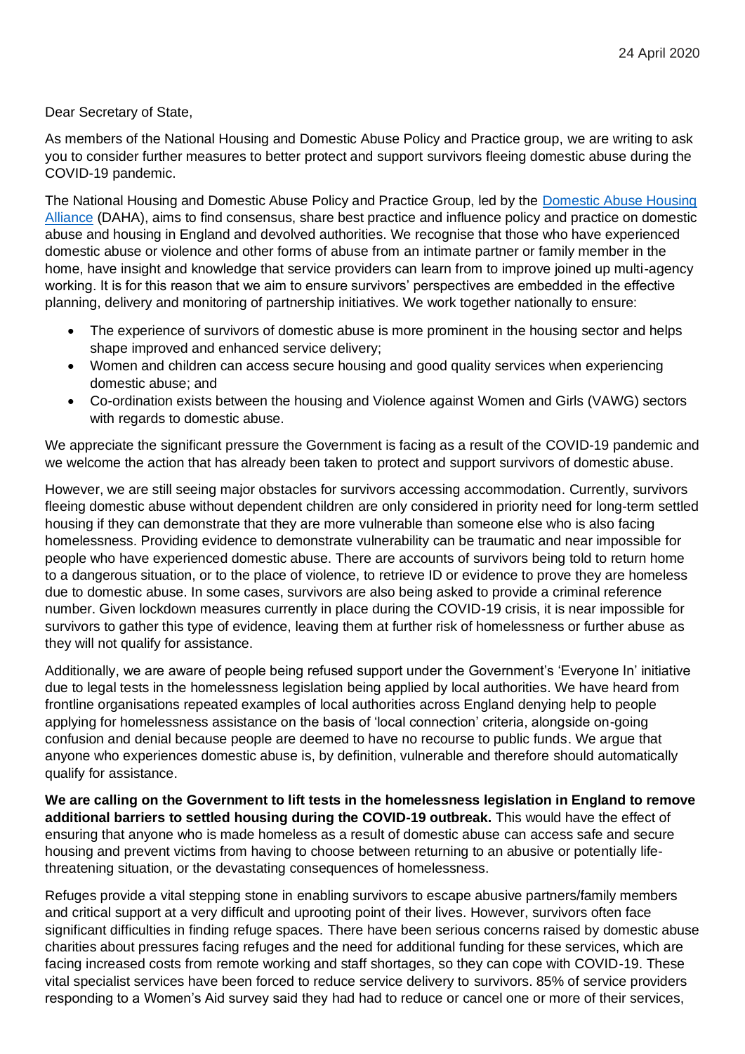24 April 2020

Dear Secretary of State,

As members of the National Housing and Domestic Abuse Policy and Practice group, we are writing to ask you to consider further measures to better protect and support survivors fleeing domestic abuse during the COVID-19 pandemic.

The National Housing and Domestic Abuse Policy and Practice Group, led by the Domestic Abuse Housing Alliance (DAHA), aims to find consensus, share best practice and influence policy and practice on domestic abuse and housing in England and devolved authorities. We recognise that those who have experienced domestic abuse or violence and other forms of abuse from an intimate partner or family member in the home, have insight and knowledge that service providers can learn from to improve joined up multi-agency working. It is for this reason that we aim to ensure survivors' perspectives are embedded in the effective planning, delivery and monitoring of partnership initiatives. We work together nationally to ensure:

- The experience of survivors of domestic abuse is more prominent in the housing sector and helps shape improved and enhanced service delivery;
- Women and children can access secure housing and good quality services when experiencing domestic abuse; and
- Co-ordination exists between the housing and Violence against Women and Girls (VAWG) sectors with regards to domestic abuse.

We appreciate the significant pressure the Government is facing as a result of the COVID-19 pandemic and we welcome the action that has already been taken to protect and support survivors of domestic abuse.

However, we are still seeing major obstacles for survivors accessing accommodation. Currently, survivors fleeing domestic abuse without dependent children are only considered in priority need for long-term settled housing if they can demonstrate that they are more vulnerable than someone else who is also facing homelessness. Providing evidence to demonstrate vulnerability can be traumatic and near impossible for people who have experienced domestic abuse. There are accounts of survivors being told to return home to a dangerous situation, or to the place of violence, to retrieve ID or evidence to prove they are homeless due to domestic abuse. In some cases, survivors are also being asked to provide a criminal reference number. Given lockdown measures currently in place during the COVID-19 crisis, it is near impossible for survivors to gather this type of evidence, leaving them at further risk of homelessness or further abuse as they will not qualify for assistance.

Additionally, we are aware of people being refused support under the Government's 'Everyone In' initiative due to legal tests in the homelessness legislation being applied by local authorities. We have heard from frontline organisations repeated examples of local authorities across England denying help to people applying for homelessness assistance on the basis of 'local connection' criteria, alongside on-going confusion and denial because people are deemed to have no recourse to public funds. We argue that anyone who experiences domestic abuse is, by definition, vulnerable and therefore should automatically qualify for assistance.

**We are calling on the Government to lift tests in the homelessness legislation in England to remove additional barriers to settled housing during the COVID-19 outbreak.** This would have the effect of ensuring that anyone who is made homeless as a result of domestic abuse can access safe and secure housing and prevent victims from having to choose between returning to an abusive or potentially life-threatening situation, or the devastating consequences of homelessness.

Refuges provide a vital stepping stone in enabling survivors to escape abusive partners/family members and critical support at a very difficult and uprooting point of their lives. However, survivors often face significant difficulties in finding refuge spaces. There have been serious concerns raised by domestic abuse charities about pressures facing refuges and the need for additional funding for these services, which are facing increased costs from remote working and staff shortages, so they can cope with COVID-19. These vital specialist services have been forced to reduce service delivery to survivors. 85% of service providers responding to a Women's Aid survey said they had had to reduce or cancel one or more of their services,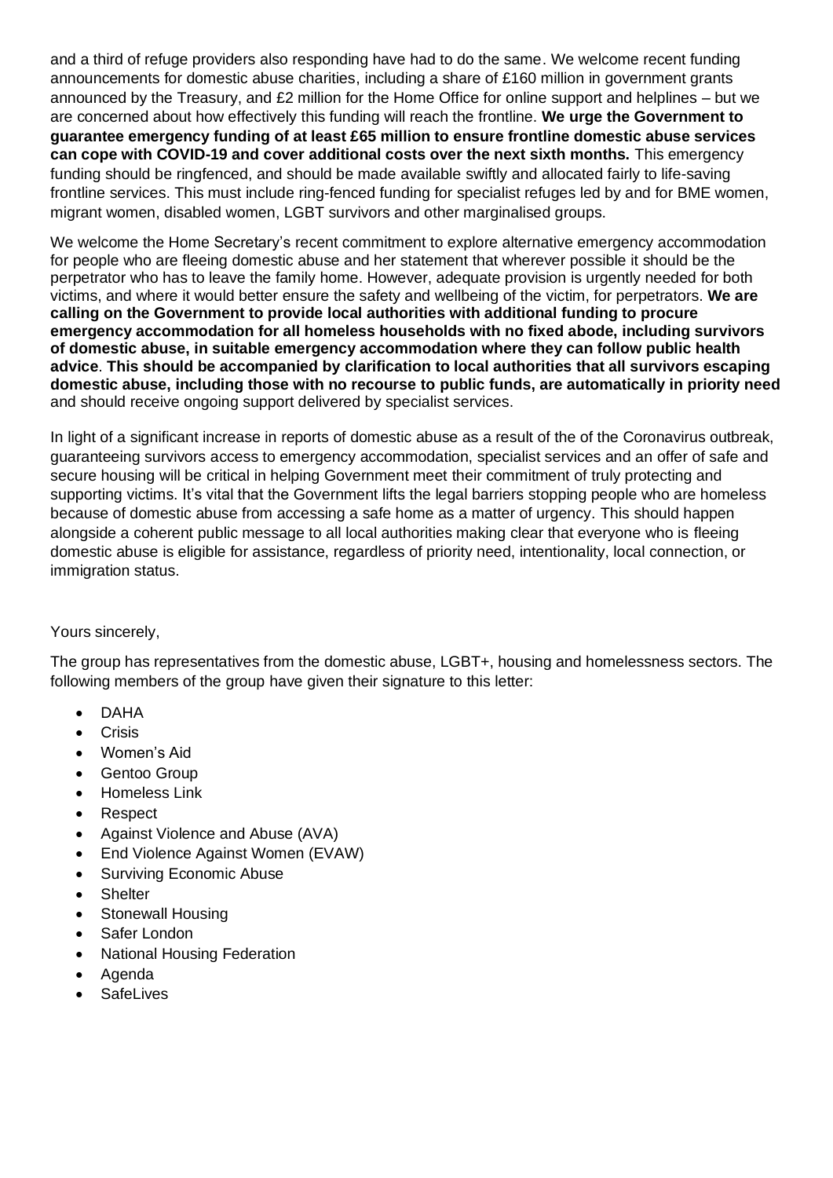and a third of refuge providers also responding have had to do the same. We welcome recent funding announcements for domestic abuse charities, including a share of £160 million in government grants announced by the Treasury, and £2 million for the Home Office for online support and helplines – but we are concerned about how effectively this funding will reach the frontline. **We urge the Government to guarantee emergency funding of at least £65 million to ensure frontline domestic abuse services can cope with COVID-19 and cover additional costs over the next sixth months.** This emergency funding should be ringfenced, and should be made available swiftly and allocated fairly to life-saving frontline services. This must include ring-fenced funding for specialist refuges led by and for BME women, migrant women, disabled women, LGBT survivors and other marginalised groups.

We welcome the Home Secretary's recent commitment to explore alternative emergency accommodation for people who are fleeing domestic abuse and her statement that wherever possible it should be the perpetrator who has to leave the family home. However, adequate provision is urgently needed for both victims, and where it would better ensure the safety and wellbeing of the victim, for perpetrators. **We are calling on the Government to provide local authorities with additional funding to procure emergency accommodation for all homeless households with no fixed abode, including survivors of domestic abuse, in suitable emergency accommodation where they can follow public health advice**. **This should be accompanied by clarification to local authorities that all survivors escaping domestic abuse, including those with no recourse to public funds, are automatically in priority need** and should receive ongoing support delivered by specialist services.

In light of a significant increase in reports of domestic abuse as a result of the of the Coronavirus outbreak, guaranteeing survivors access to emergency accommodation, specialist services and an offer of safe and secure housing will be critical in helping Government meet their commitment of truly protecting and supporting victims. It's vital that the Government lifts the legal barriers stopping people who are homeless because of domestic abuse from accessing a safe home as a matter of urgency. This should happen alongside a coherent public message to all local authorities making clear that everyone who is fleeing domestic abuse is eligible for assistance, regardless of priority need, intentionality, local connection, or immigration status.

Yours sincerely,

The group has representatives from the domestic abuse, LGBT+, housing and homelessness sectors. The following members of the group have given their signature to this letter:

- DAHA
- Crisis
- Women's Aid
- Gentoo Group
- Homeless Link
- Respect
- Against Violence and Abuse (AVA)
- End Violence Against Women (EVAW)
- Surviving Economic Abuse
- Shelter
- Stonewall Housing
- Safer London
- National Housing Federation
- Agenda
- SafeLives